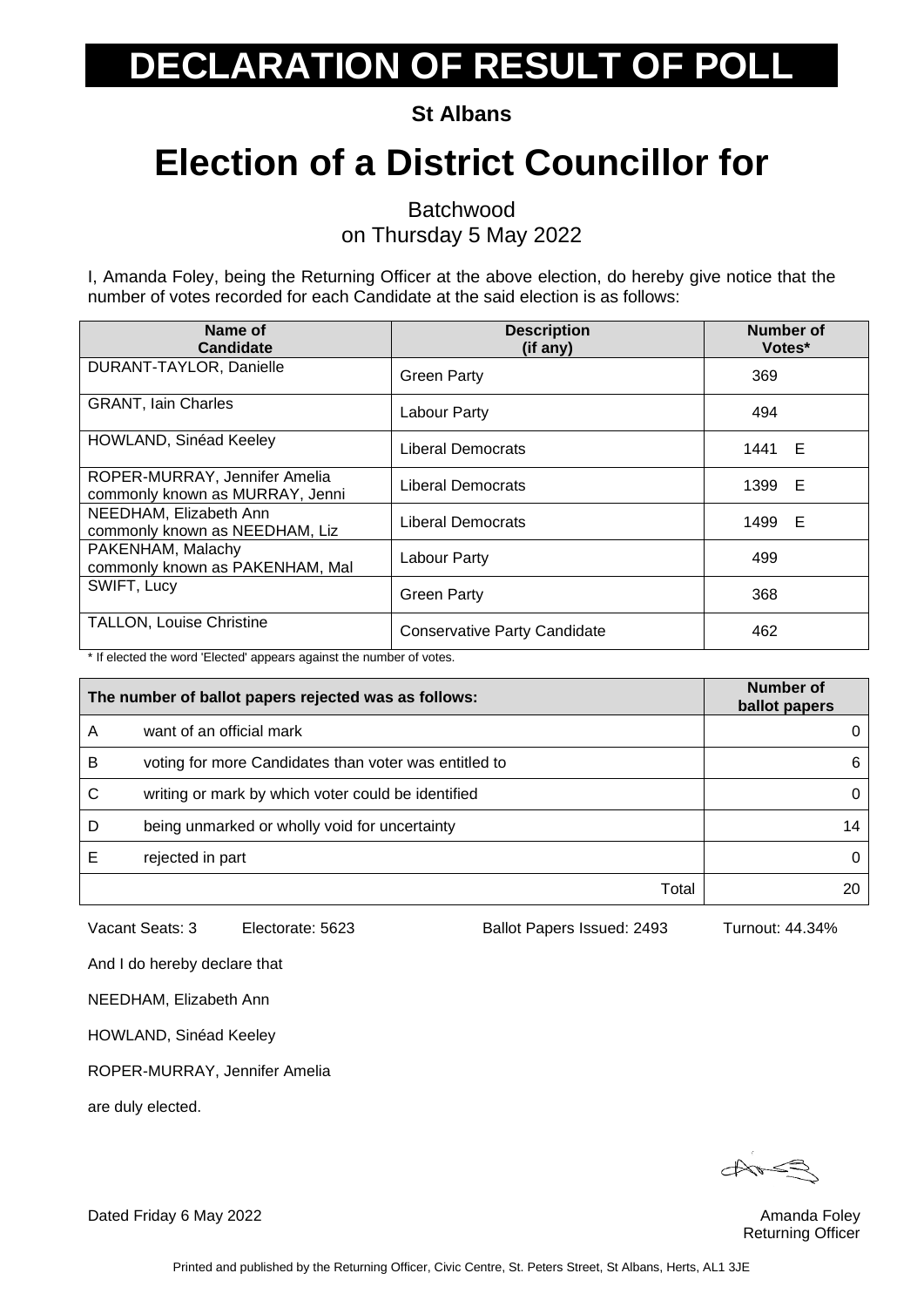# DECLARATION OF RESULT OF POLL

**St Albans**

# Election of a District Councillor for

Batchwood
on Thursday 5 May 2022

I, Amanda Foley, being the Returning Officer at the above election, do hereby give notice that the number of votes recorded for each Candidate at the said election is as follows:

| Name of Candidate | Description (if any) | Number of Votes* |
|---|---|---|
| DURANT-TAYLOR, Danielle | Green Party | 369 |
| GRANT, Iain Charles | Labour Party | 494 |
| HOWLAND, Sinéad Keeley | Liberal Democrats | 1441 E |
| ROPER-MURRAY, Jennifer Amelia commonly known as MURRAY, Jenni | Liberal Democrats | 1399 E |
| NEEDHAM, Elizabeth Ann commonly known as NEEDHAM, Liz | Liberal Democrats | 1499 E |
| PAKENHAM, Malachy commonly known as PAKENHAM, Mal | Labour Party | 499 |
| SWIFT, Lucy | Green Party | 368 |
| TALLON, Louise Christine | Conservative Party Candidate | 462 |

\* If elected the word 'Elected' appears against the number of votes.

| The number of ballot papers rejected was as follows: | | Number of ballot papers |
|---|---|---|
| A | want of an official mark | 0 |
| B | voting for more Candidates than voter was entitled to | 6 |
| C | writing or mark by which voter could be identified | 0 |
| D | being unmarked or wholly void for uncertainty | 14 |
| E | rejected in part | 0 |
| | Total | 20 |

Vacant Seats: 3 Electorate: 5623 Ballot Papers Issued: 2493 Turnout: 44.34%

And I do hereby declare that

NEEDHAM, Elizabeth Ann

HOWLAND, Sinéad Keeley

ROPER-MURRAY, Jennifer Amelia

are duly elected.

Dated Friday 6 May 2022

Amanda Foley
Returning Officer

Printed and published by the Returning Officer, Civic Centre, St. Peters Street, St Albans, Herts, AL1 3JE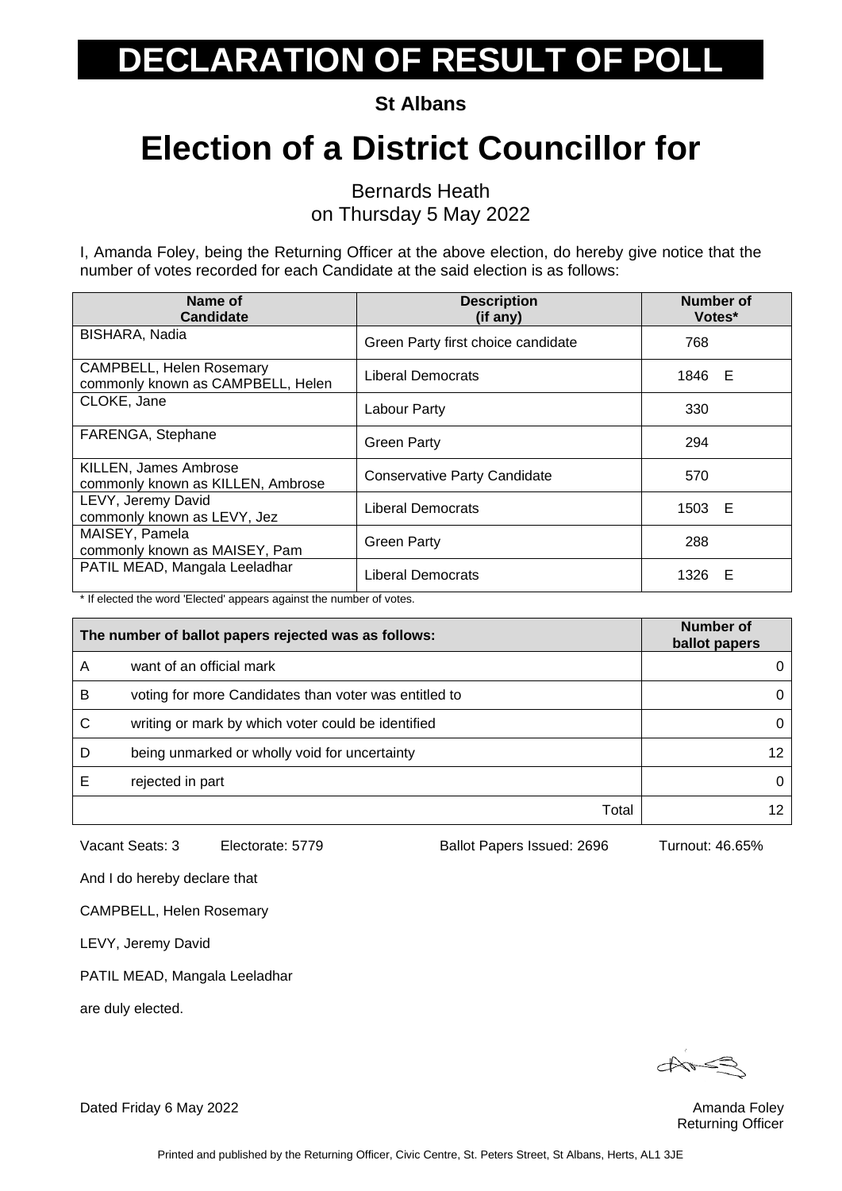# DECLARATION OF RESULT OF POLL

**St Albans**

# Election of a District Councillor for

Bernards Heath
on Thursday 5 May 2022

I, Amanda Foley, being the Returning Officer at the above election, do hereby give notice that the number of votes recorded for each Candidate at the said election is as follows:

| Name of Candidate | Description (if any) | Number of Votes* |
|---|---|---|
| BISHARA, Nadia | Green Party first choice candidate | 768 |
| CAMPBELL, Helen Rosemary commonly known as CAMPBELL, Helen | Liberal Democrats | 1846 E |
| CLOKE, Jane | Labour Party | 330 |
| FARENGA, Stephane | Green Party | 294 |
| KILLEN, James Ambrose commonly known as KILLEN, Ambrose | Conservative Party Candidate | 570 |
| LEVY, Jeremy David commonly known as LEVY, Jez | Liberal Democrats | 1503 E |
| MAISEY, Pamela commonly known as MAISEY, Pam | Green Party | 288 |
| PATIL MEAD, Mangala Leeladhar | Liberal Democrats | 1326 E |

* If elected the word 'Elected' appears against the number of votes.

| The number of ballot papers rejected was as follows: | | Number of ballot papers |
|---|---|---|
| A | want of an official mark | 0 |
| B | voting for more Candidates than voter was entitled to | 0 |
| C | writing or mark by which voter could be identified | 0 |
| D | being unmarked or wholly void for uncertainty | 12 |
| E | rejected in part | 0 |
| | Total | 12 |

Vacant Seats: 3 Electorate: 5779 Ballot Papers Issued: 2696 Turnout: 46.65%

And I do hereby declare that

CAMPBELL, Helen Rosemary

LEVY, Jeremy David

PATIL MEAD, Mangala Leeladhar

are duly elected.

Dated Friday 6 May 2022

Amanda Foley
Returning Officer

Printed and published by the Returning Officer, Civic Centre, St. Peters Street, St Albans, Herts, AL1 3JE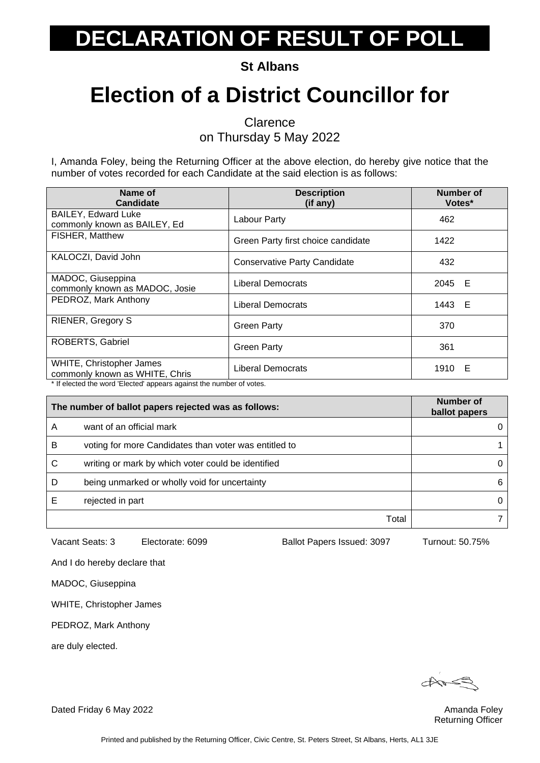# DECLARATION OF RESULT OF POLL

**St Albans**

# Election of a District Councillor for

Clarence
on Thursday 5 May 2022

I, Amanda Foley, being the Returning Officer at the above election, do hereby give notice that the number of votes recorded for each Candidate at the said election is as follows:

| Name of Candidate | Description (if any) | Number of Votes* |
|---|---|---|
| BAILEY, Edward Luke commonly known as BAILEY, Ed | Labour Party | 462 |
| FISHER, Matthew | Green Party first choice candidate | 1422 |
| KALOCZI, David John | Conservative Party Candidate | 432 |
| MADOC, Giuseppina commonly known as MADOC, Josie | Liberal Democrats | 2045 E |
| PEDROZ, Mark Anthony | Liberal Democrats | 1443 E |
| RIENER, Gregory S | Green Party | 370 |
| ROBERTS, Gabriel | Green Party | 361 |
| WHITE, Christopher James commonly known as WHITE, Chris | Liberal Democrats | 1910 E |

\* If elected the word 'Elected' appears against the number of votes.

| | The number of ballot papers rejected was as follows: | Number of ballot papers |
|---|---|---|
| A | want of an official mark | 0 |
| B | voting for more Candidates than voter was entitled to | 1 |
| C | writing or mark by which voter could be identified | 0 |
| D | being unmarked or wholly void for uncertainty | 6 |
| E | rejected in part | 0 |
| | Total | 7 |

Vacant Seats: 3 Electorate: 6099 Ballot Papers Issued: 3097 Turnout: 50.75%

And I do hereby declare that

MADOC, Giuseppina

WHITE, Christopher James

PEDROZ, Mark Anthony

are duly elected.

Dated Friday 6 May 2022

Amanda Foley
Returning Officer

Printed and published by the Returning Officer, Civic Centre, St. Peters Street, St Albans, Herts, AL1 3JE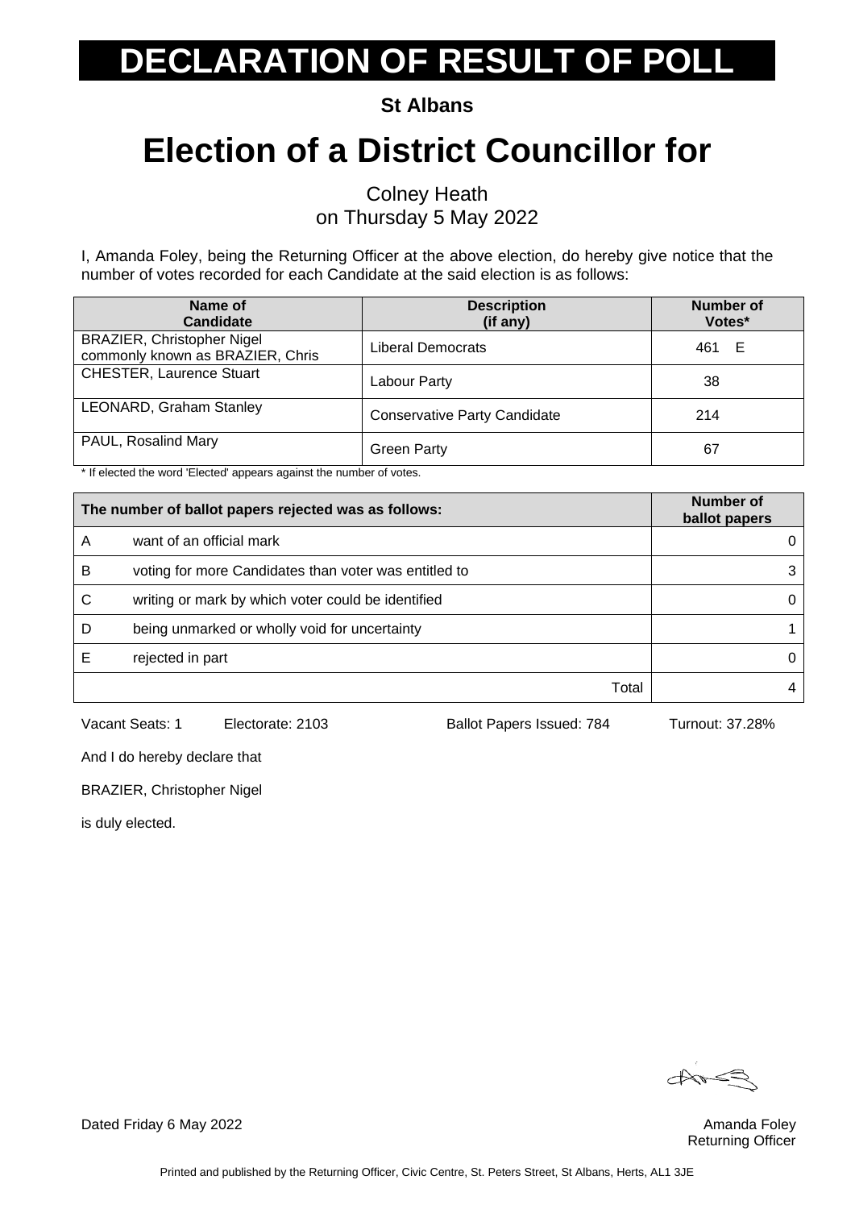# DECLARATION OF RESULT OF POLL

**St Albans**

# Election of a District Councillor for

Colney Heath
on Thursday 5 May 2022

I, Amanda Foley, being the Returning Officer at the above election, do hereby give notice that the number of votes recorded for each Candidate at the said election is as follows:

| Name of Candidate | Description (if any) | Number of Votes* |
|---|---|---|
| BRAZIER, Christopher Nigel commonly known as BRAZIER, Chris | Liberal Democrats | 461 E |
| CHESTER, Laurence Stuart | Labour Party | 38 |
| LEONARD, Graham Stanley | Conservative Party Candidate | 214 |
| PAUL, Rosalind Mary | Green Party | 67 |

* If elected the word 'Elected' appears against the number of votes.

| The number of ballot papers rejected was as follows: | | Number of ballot papers |
|---|---|---|
| A | want of an official mark | 0 |
| B | voting for more Candidates than voter was entitled to | 3 |
| C | writing or mark by which voter could be identified | 0 |
| D | being unmarked or wholly void for uncertainty | 1 |
| E | rejected in part | 0 |
| | Total | 4 |

Vacant Seats: 1 Electorate: 2103 Ballot Papers Issued: 784 Turnout: 37.28%

And I do hereby declare that

BRAZIER, Christopher Nigel

is duly elected.

Dated Friday 6 May 2022

Amanda Foley
Returning Officer

Printed and published by the Returning Officer, Civic Centre, St. Peters Street, St Albans, Herts, AL1 3JE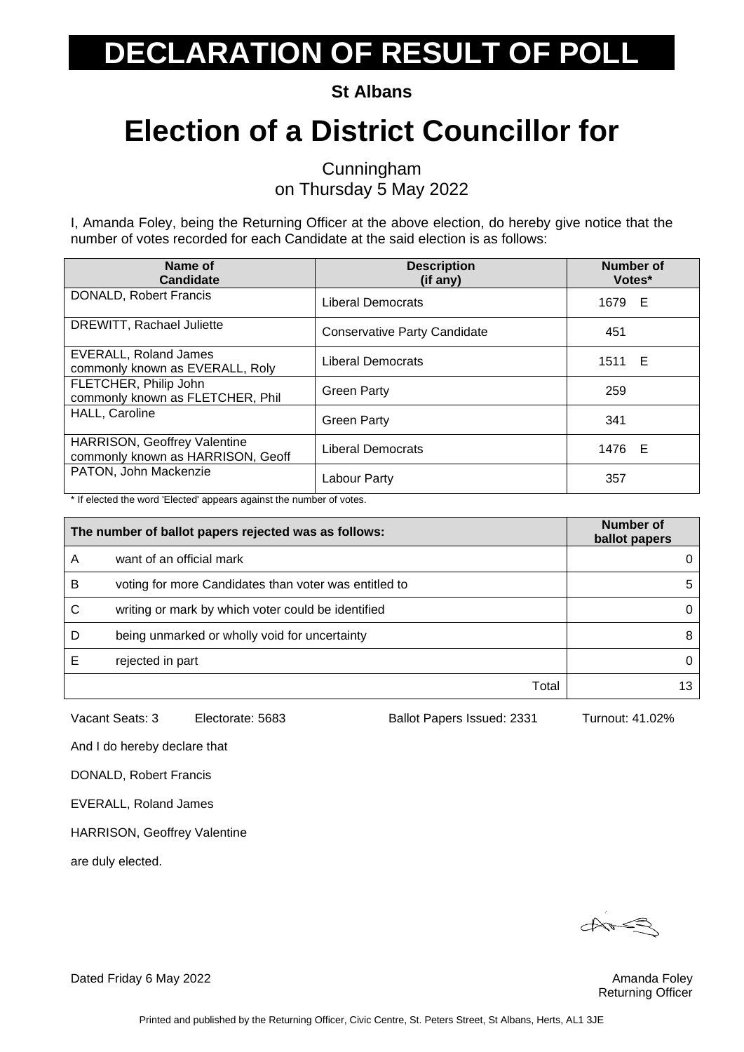# DECLARATION OF RESULT OF POLL

**St Albans**

# Election of a District Councillor for

Cunningham
on Thursday 5 May 2022

I, Amanda Foley, being the Returning Officer at the above election, do hereby give notice that the number of votes recorded for each Candidate at the said election is as follows:

| Name of Candidate | Description (if any) | Number of Votes* |
|---|---|---|
| DONALD, Robert Francis | Liberal Democrats | 1679 E |
| DREWITT, Rachael Juliette | Conservative Party Candidate | 451 |
| EVERALL, Roland James commonly known as EVERALL, Roly | Liberal Democrats | 1511 E |
| FLETCHER, Philip John commonly known as FLETCHER, Phil | Green Party | 259 |
| HALL, Caroline | Green Party | 341 |
| HARRISON, Geoffrey Valentine commonly known as HARRISON, Geoff | Liberal Democrats | 1476 E |
| PATON, John Mackenzie | Labour Party | 357 |

* If elected the word 'Elected' appears against the number of votes.

| The number of ballot papers rejected was as follows: | | Number of ballot papers |
|---|---|---|
| A | want of an official mark | 0 |
| B | voting for more Candidates than voter was entitled to | 5 |
| C | writing or mark by which voter could be identified | 0 |
| D | being unmarked or wholly void for uncertainty | 8 |
| E | rejected in part | 0 |
| | Total | 13 |

Vacant Seats: 3 Electorate: 5683 Ballot Papers Issued: 2331 Turnout: 41.02%

And I do hereby declare that

DONALD, Robert Francis

EVERALL, Roland James

HARRISON, Geoffrey Valentine

are duly elected.

Dated Friday 6 May 2022

Amanda Foley
Returning Officer

Printed and published by the Returning Officer, Civic Centre, St. Peters Street, St Albans, Herts, AL1 3JE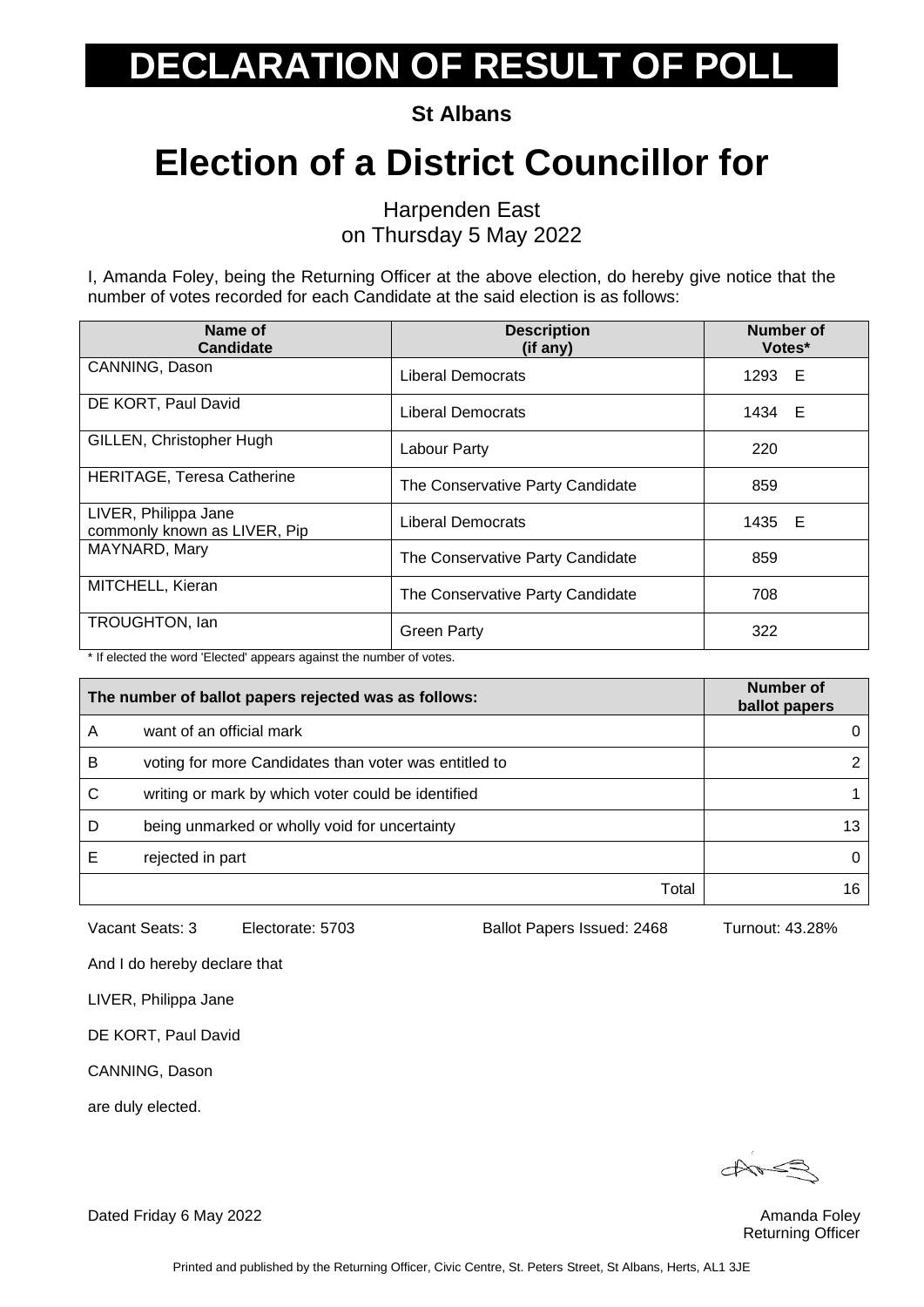# DECLARATION OF RESULT OF POLL

**St Albans**

# Election of a District Councillor for

Harpenden East
on Thursday 5 May 2022

I, Amanda Foley, being the Returning Officer at the above election, do hereby give notice that the number of votes recorded for each Candidate at the said election is as follows:

| Name of Candidate | Description (if any) | Number of Votes* |
|---|---|---|
| CANNING, Dason | Liberal Democrats | 1293 E |
| DE KORT, Paul David | Liberal Democrats | 1434 E |
| GILLEN, Christopher Hugh | Labour Party | 220 |
| HERITAGE, Teresa Catherine | The Conservative Party Candidate | 859 |
| LIVER, Philippa Jane commonly known as LIVER, Pip | Liberal Democrats | 1435 E |
| MAYNARD, Mary | The Conservative Party Candidate | 859 |
| MITCHELL, Kieran | The Conservative Party Candidate | 708 |
| TROUGHTON, Ian | Green Party | 322 |

\* If elected the word 'Elected' appears against the number of votes.

| The number of ballot papers rejected was as follows: | | Number of ballot papers |
|---|---|---|
| A | want of an official mark | 0 |
| B | voting for more Candidates than voter was entitled to | 2 |
| C | writing or mark by which voter could be identified | 1 |
| D | being unmarked or wholly void for uncertainty | 13 |
| E | rejected in part | 0 |
| | Total | 16 |

Vacant Seats: 3    Electorate: 5703    Ballot Papers Issued: 2468    Turnout: 43.28%

And I do hereby declare that

LIVER, Philippa Jane

DE KORT, Paul David

CANNING, Dason

are duly elected.

Dated Friday 6 May 2022

Amanda Foley
Returning Officer

Printed and published by the Returning Officer, Civic Centre, St. Peters Street, St Albans, Herts, AL1 3JE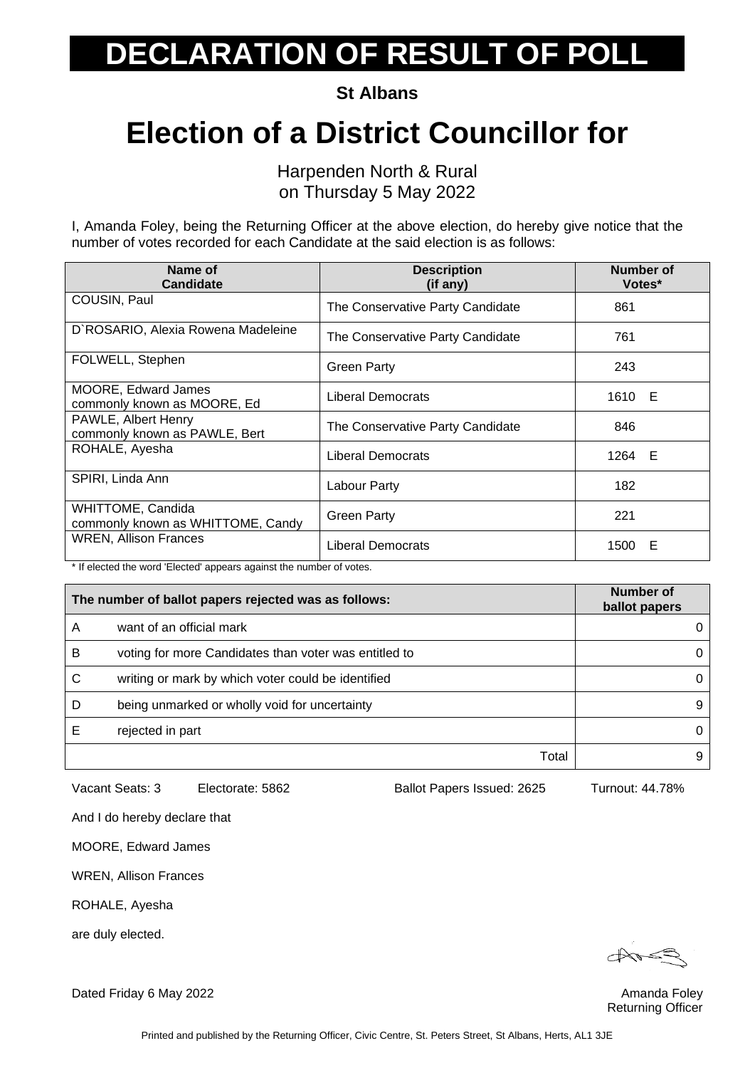# DECLARATION OF RESULT OF POLL

**St Albans**

# Election of a District Councillor for

Harpenden North & Rural
on Thursday 5 May 2022

I, Amanda Foley, being the Returning Officer at the above election, do hereby give notice that the number of votes recorded for each Candidate at the said election is as follows:

| Name of Candidate | Description (if any) | Number of Votes* |
|---|---|---|
| COUSIN, Paul | The Conservative Party Candidate | 861 |
| D`ROSARIO, Alexia Rowena Madeleine | The Conservative Party Candidate | 761 |
| FOLWELL, Stephen | Green Party | 243 |
| MOORE, Edward James commonly known as MOORE, Ed | Liberal Democrats | 1610 E |
| PAWLE, Albert Henry commonly known as PAWLE, Bert | The Conservative Party Candidate | 846 |
| ROHALE, Ayesha | Liberal Democrats | 1264 E |
| SPIRI, Linda Ann | Labour Party | 182 |
| WHITTOME, Candida commonly known as WHITTOME, Candy | Green Party | 221 |
| WREN, Allison Frances | Liberal Democrats | 1500 E |

\* If elected the word 'Elected' appears against the number of votes.

| The number of ballot papers rejected was as follows: | | Number of ballot papers |
|---|---|---|
| A | want of an official mark | 0 |
| B | voting for more Candidates than voter was entitled to | 0 |
| C | writing or mark by which voter could be identified | 0 |
| D | being unmarked or wholly void for uncertainty | 9 |
| E | rejected in part | 0 |
| | Total | 9 |

Vacant Seats: 3 Electorate: 5862 Ballot Papers Issued: 2625 Turnout: 44.78%

And I do hereby declare that

MOORE, Edward James

WREN, Allison Frances

ROHALE, Ayesha

are duly elected.

Dated Friday 6 May 2022

Amanda Foley
Returning Officer

Printed and published by the Returning Officer, Civic Centre, St. Peters Street, St Albans, Herts, AL1 3JE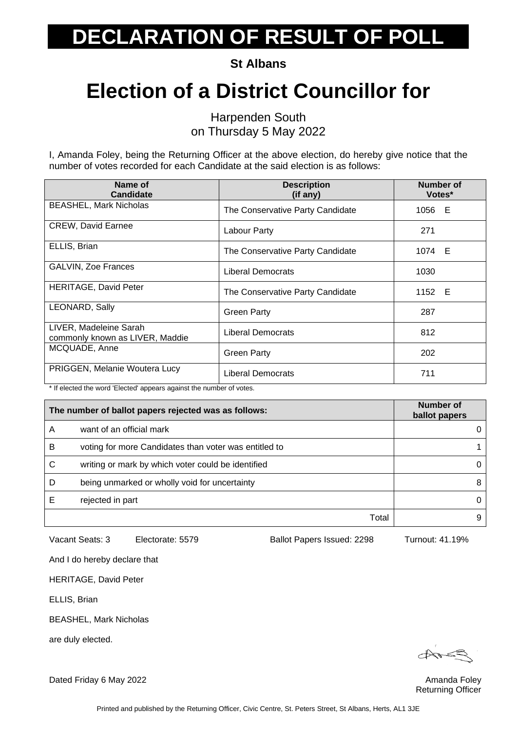# DECLARATION OF RESULT OF POLL

**St Albans**

# Election of a District Councillor for

Harpenden South
on Thursday 5 May 2022

I, Amanda Foley, being the Returning Officer at the above election, do hereby give notice that the number of votes recorded for each Candidate at the said election is as follows:

| Name of Candidate | Description (if any) | Number of Votes* |
|---|---|---|
| BEASHEL, Mark Nicholas | The Conservative Party Candidate | 1056 E |
| CREW, David Earnee | Labour Party | 271 |
| ELLIS, Brian | The Conservative Party Candidate | 1074 E |
| GALVIN, Zoe Frances | Liberal Democrats | 1030 |
| HERITAGE, David Peter | The Conservative Party Candidate | 1152 E |
| LEONARD, Sally | Green Party | 287 |
| LIVER, Madeleine Sarah commonly known as LIVER, Maddie | Liberal Democrats | 812 |
| MCQUADE, Anne | Green Party | 202 |
| PRIGGEN, Melanie Woutera Lucy | Liberal Democrats | 711 |

* If elected the word 'Elected' appears against the number of votes.

| The number of ballot papers rejected was as follows: | | Number of ballot papers |
|---|---|---|
| A | want of an official mark | 0 |
| B | voting for more Candidates than voter was entitled to | 1 |
| C | writing or mark by which voter could be identified | 0 |
| D | being unmarked or wholly void for uncertainty | 8 |
| E | rejected in part | 0 |
| | Total | 9 |

Vacant Seats: 3 Electorate: 5579 Ballot Papers Issued: 2298 Turnout: 41.19%

And I do hereby declare that

HERITAGE, David Peter

ELLIS, Brian

BEASHEL, Mark Nicholas

are duly elected.

Dated Friday 6 May 2022

Amanda Foley
Returning Officer

Printed and published by the Returning Officer, Civic Centre, St. Peters Street, St Albans, Herts, AL1 3JE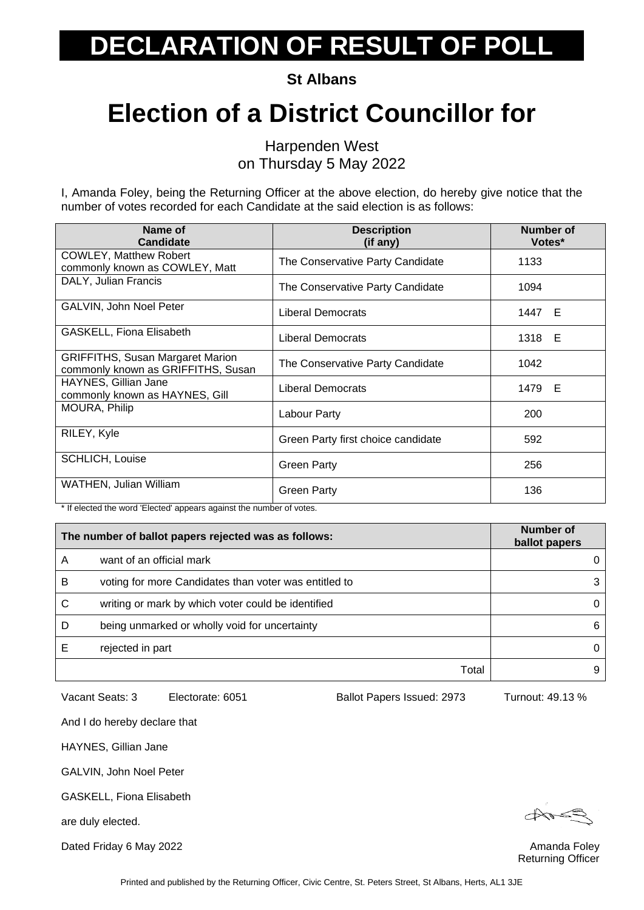# DECLARATION OF RESULT OF POLL

**St Albans**

# Election of a District Councillor for

Harpenden West
on Thursday 5 May 2022

I, Amanda Foley, being the Returning Officer at the above election, do hereby give notice that the number of votes recorded for each Candidate at the said election is as follows:

| Name of Candidate | Description (if any) | Number of Votes* |
|---|---|---|
| COWLEY, Matthew Robert commonly known as COWLEY, Matt | The Conservative Party Candidate | 1133 |
| DALY, Julian Francis | The Conservative Party Candidate | 1094 |
| GALVIN, John Noel Peter | Liberal Democrats | 1447 E |
| GASKELL, Fiona Elisabeth | Liberal Democrats | 1318 E |
| GRIFFITHS, Susan Margaret Marion commonly known as GRIFFITHS, Susan | The Conservative Party Candidate | 1042 |
| HAYNES, Gillian Jane commonly known as HAYNES, Gill | Liberal Democrats | 1479 E |
| MOURA, Philip | Labour Party | 200 |
| RILEY, Kyle | Green Party first choice candidate | 592 |
| SCHLICH, Louise | Green Party | 256 |
| WATHEN, Julian William | Green Party | 136 |

* If elected the word 'Elected' appears against the number of votes.

| | The number of ballot papers rejected was as follows: | Number of ballot papers |
|---|---|---|
| A | want of an official mark | 0 |
| B | voting for more Candidates than voter was entitled to | 3 |
| C | writing or mark by which voter could be identified | 0 |
| D | being unmarked or wholly void for uncertainty | 6 |
| E | rejected in part | 0 |
| | Total | 9 |

Vacant Seats: 3 Electorate: 6051 Ballot Papers Issued: 2973 Turnout: 49.13 %

And I do hereby declare that

HAYNES, Gillian Jane

GALVIN, John Noel Peter

GASKELL, Fiona Elisabeth

are duly elected.

Dated Friday 6 May 2022

Amanda Foley
Returning Officer

Printed and published by the Returning Officer, Civic Centre, St. Peters Street, St Albans, Herts, AL1 3JE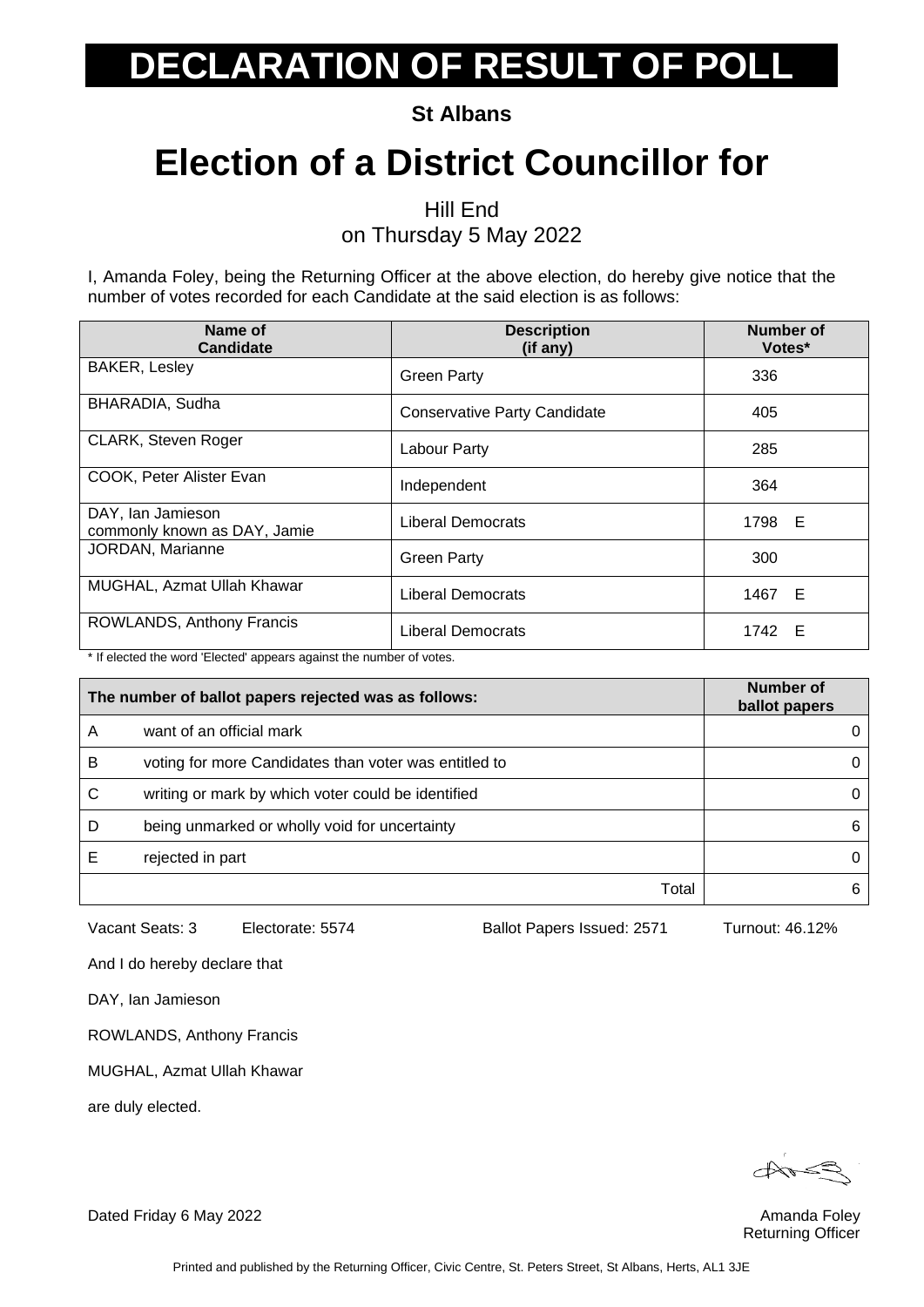# DECLARATION OF RESULT OF POLL

**St Albans**

# Election of a District Councillor for

Hill End
on Thursday 5 May 2022

I, Amanda Foley, being the Returning Officer at the above election, do hereby give notice that the number of votes recorded for each Candidate at the said election is as follows:

| Name of Candidate | Description (if any) | Number of Votes* |
|---|---|---|
| BAKER, Lesley | Green Party | 336 |
| BHARADIA, Sudha | Conservative Party Candidate | 405 |
| CLARK, Steven Roger | Labour Party | 285 |
| COOK, Peter Alister Evan | Independent | 364 |
| DAY, Ian Jamieson commonly known as DAY, Jamie | Liberal Democrats | 1798 E |
| JORDAN, Marianne | Green Party | 300 |
| MUGHAL, Azmat Ullah Khawar | Liberal Democrats | 1467 E |
| ROWLANDS, Anthony Francis | Liberal Democrats | 1742 E |

* If elected the word 'Elected' appears against the number of votes.

| The number of ballot papers rejected was as follows: | | Number of ballot papers |
|---|---|---|
| A | want of an official mark | 0 |
| B | voting for more Candidates than voter was entitled to | 0 |
| C | writing or mark by which voter could be identified | 0 |
| D | being unmarked or wholly void for uncertainty | 6 |
| E | rejected in part | 0 |
| | Total | 6 |

Vacant Seats: 3 Electorate: 5574 Ballot Papers Issued: 2571 Turnout: 46.12%

And I do hereby declare that

DAY, Ian Jamieson

ROWLANDS, Anthony Francis

MUGHAL, Azmat Ullah Khawar

are duly elected.

Dated Friday 6 May 2022

Amanda Foley
Returning Officer

Printed and published by the Returning Officer, Civic Centre, St. Peters Street, St Albans, Herts, AL1 3JE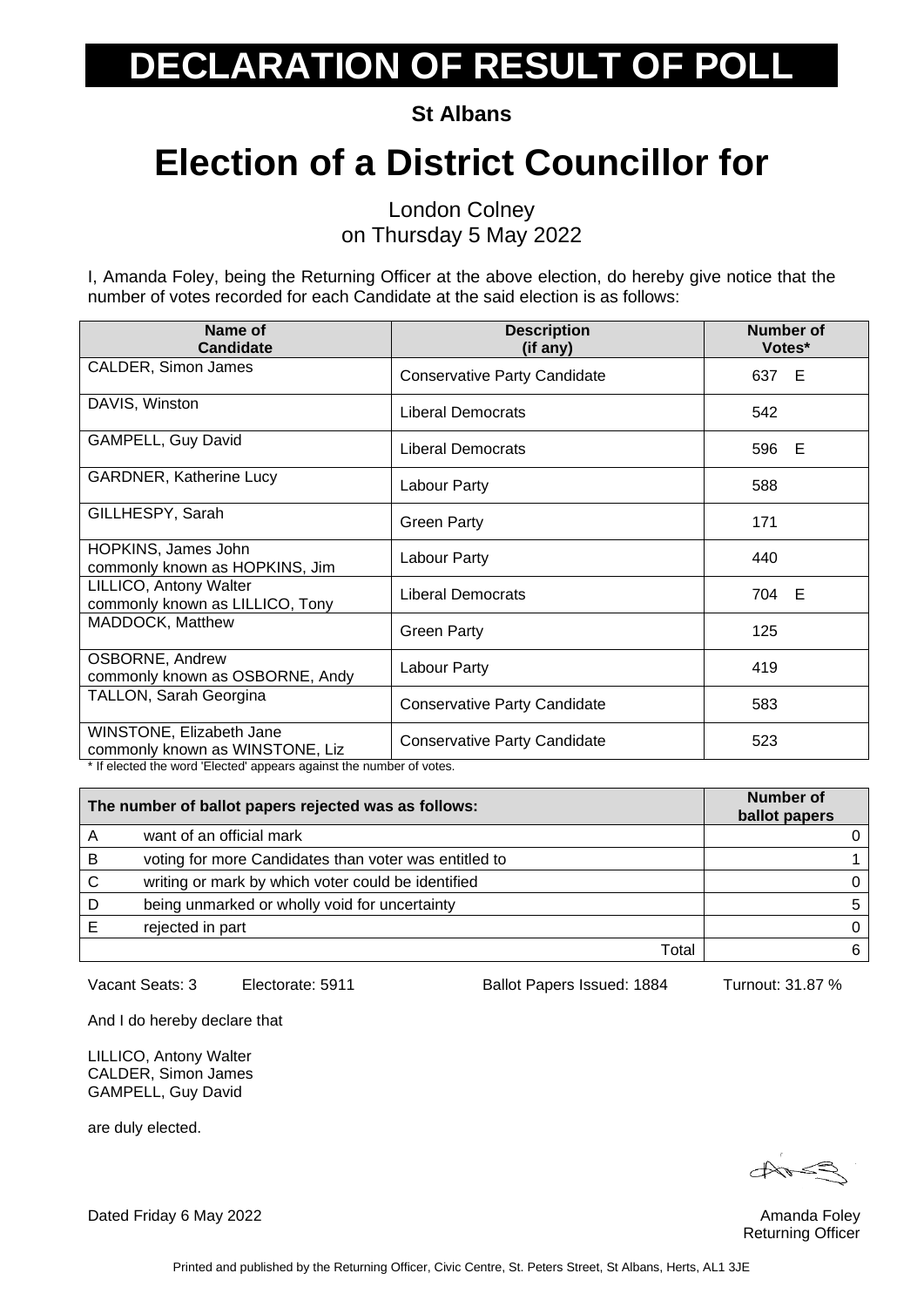# DECLARATION OF RESULT OF POLL

**St Albans**

# Election of a District Councillor for

London Colney
on Thursday 5 May 2022

I, Amanda Foley, being the Returning Officer at the above election, do hereby give notice that the number of votes recorded for each Candidate at the said election is as follows:

| Name of Candidate | Description (if any) | Number of Votes* |
|---|---|---|
| CALDER, Simon James | Conservative Party Candidate | 637 E |
| DAVIS, Winston | Liberal Democrats | 542 |
| GAMPELL, Guy David | Liberal Democrats | 596 E |
| GARDNER, Katherine Lucy | Labour Party | 588 |
| GILLHESPY, Sarah | Green Party | 171 |
| HOPKINS, James John commonly known as HOPKINS, Jim | Labour Party | 440 |
| LILLICO, Antony Walter commonly known as LILLICO, Tony | Liberal Democrats | 704 E |
| MADDOCK, Matthew | Green Party | 125 |
| OSBORNE, Andrew commonly known as OSBORNE, Andy | Labour Party | 419 |
| TALLON, Sarah Georgina | Conservative Party Candidate | 583 |
| WINSTONE, Elizabeth Jane commonly known as WINSTONE, Liz | Conservative Party Candidate | 523 |

* If elected the word 'Elected' appears against the number of votes.

| | The number of ballot papers rejected was as follows: | Number of ballot papers |
|---|---|---|
| A | want of an official mark | 0 |
| B | voting for more Candidates than voter was entitled to | 1 |
| C | writing or mark by which voter could be identified | 0 |
| D | being unmarked or wholly void for uncertainty | 5 |
| E | rejected in part | 0 |
| | Total | 6 |

Vacant Seats: 3 Electorate: 5911 Ballot Papers Issued: 1884 Turnout: 31.87 %

And I do hereby declare that

LILLICO, Antony Walter
CALDER, Simon James
GAMPELL, Guy David

are duly elected.

Dated Friday 6 May 2022

Amanda Foley
Returning Officer

Printed and published by the Returning Officer, Civic Centre, St. Peters Street, St Albans, Herts, AL1 3JE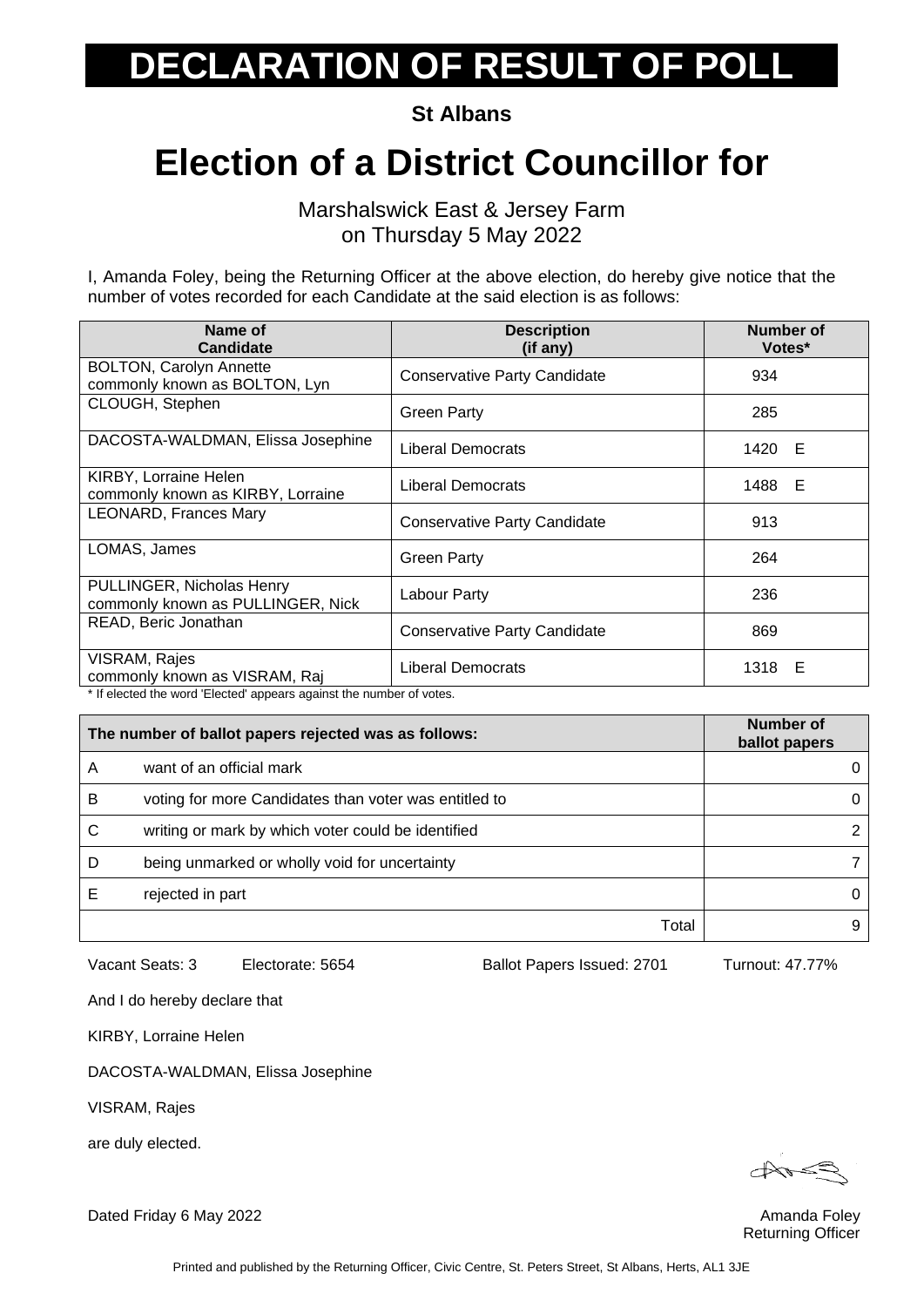# DECLARATION OF RESULT OF POLL

**St Albans**

# Election of a District Councillor for

Marshalswick East & Jersey Farm
on Thursday 5 May 2022

I, Amanda Foley, being the Returning Officer at the above election, do hereby give notice that the number of votes recorded for each Candidate at the said election is as follows:

| Name of Candidate | Description (if any) | Number of Votes* |
|---|---|---|
| BOLTON, Carolyn Annette commonly known as BOLTON, Lyn | Conservative Party Candidate | 934 |
| CLOUGH, Stephen | Green Party | 285 |
| DACOSTA-WALDMAN, Elissa Josephine | Liberal Democrats | 1420 E |
| KIRBY, Lorraine Helen commonly known as KIRBY, Lorraine | Liberal Democrats | 1488 E |
| LEONARD, Frances Mary | Conservative Party Candidate | 913 |
| LOMAS, James | Green Party | 264 |
| PULLINGER, Nicholas Henry commonly known as PULLINGER, Nick | Labour Party | 236 |
| READ, Beric Jonathan | Conservative Party Candidate | 869 |
| VISRAM, Rajes commonly known as VISRAM, Raj | Liberal Democrats | 1318 E |

* If elected the word 'Elected' appears against the number of votes.

| | The number of ballot papers rejected was as follows: | Number of ballot papers |
|---|---|---|
| A | want of an official mark | 0 |
| B | voting for more Candidates than voter was entitled to | 0 |
| C | writing or mark by which voter could be identified | 2 |
| D | being unmarked or wholly void for uncertainty | 7 |
| E | rejected in part | 0 |
| | Total | 9 |

Vacant Seats: 3 Electorate: 5654 Ballot Papers Issued: 2701 Turnout: 47.77%

And I do hereby declare that

KIRBY, Lorraine Helen

DACOSTA-WALDMAN, Elissa Josephine

VISRAM, Rajes

are duly elected.

Dated Friday 6 May 2022

Amanda Foley
Returning Officer

Printed and published by the Returning Officer, Civic Centre, St. Peters Street, St Albans, Herts, AL1 3JE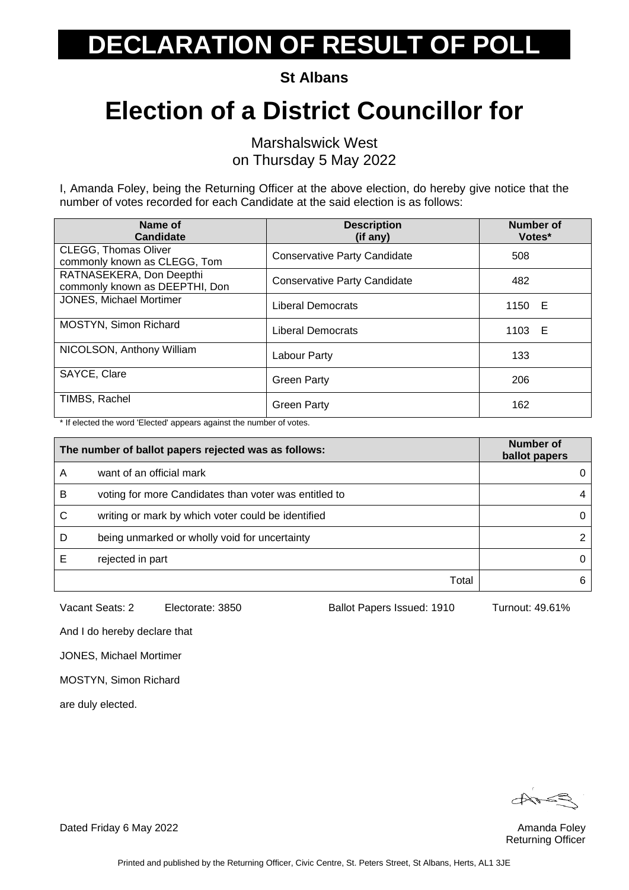# DECLARATION OF RESULT OF POLL

**St Albans**

# Election of a District Councillor for

Marshalswick West
on Thursday 5 May 2022

I, Amanda Foley, being the Returning Officer at the above election, do hereby give notice that the number of votes recorded for each Candidate at the said election is as follows:

| Name of Candidate | Description (if any) | Number of Votes* |
|---|---|---|
| CLEGG, Thomas Oliver commonly known as CLEGG, Tom | Conservative Party Candidate | 508 |
| RATNASEKERA, Don Deepthi commonly known as DEEPTHI, Don | Conservative Party Candidate | 482 |
| JONES, Michael Mortimer | Liberal Democrats | 1150 E |
| MOSTYN, Simon Richard | Liberal Democrats | 1103 E |
| NICOLSON, Anthony William | Labour Party | 133 |
| SAYCE, Clare | Green Party | 206 |
| TIMBS, Rachel | Green Party | 162 |

* If elected the word 'Elected' appears against the number of votes.

| The number of ballot papers rejected was as follows: | | Number of ballot papers |
|---|---|---|
| A | want of an official mark | 0 |
| B | voting for more Candidates than voter was entitled to | 4 |
| C | writing or mark by which voter could be identified | 0 |
| D | being unmarked or wholly void for uncertainty | 2 |
| E | rejected in part | 0 |
| | Total | 6 |

Vacant Seats: 2    Electorate: 3850    Ballot Papers Issued: 1910    Turnout: 49.61%

And I do hereby declare that

JONES, Michael Mortimer

MOSTYN, Simon Richard

are duly elected.

Dated Friday 6 May 2022

Amanda Foley
Returning Officer

Printed and published by the Returning Officer, Civic Centre, St. Peters Street, St Albans, Herts, AL1 3JE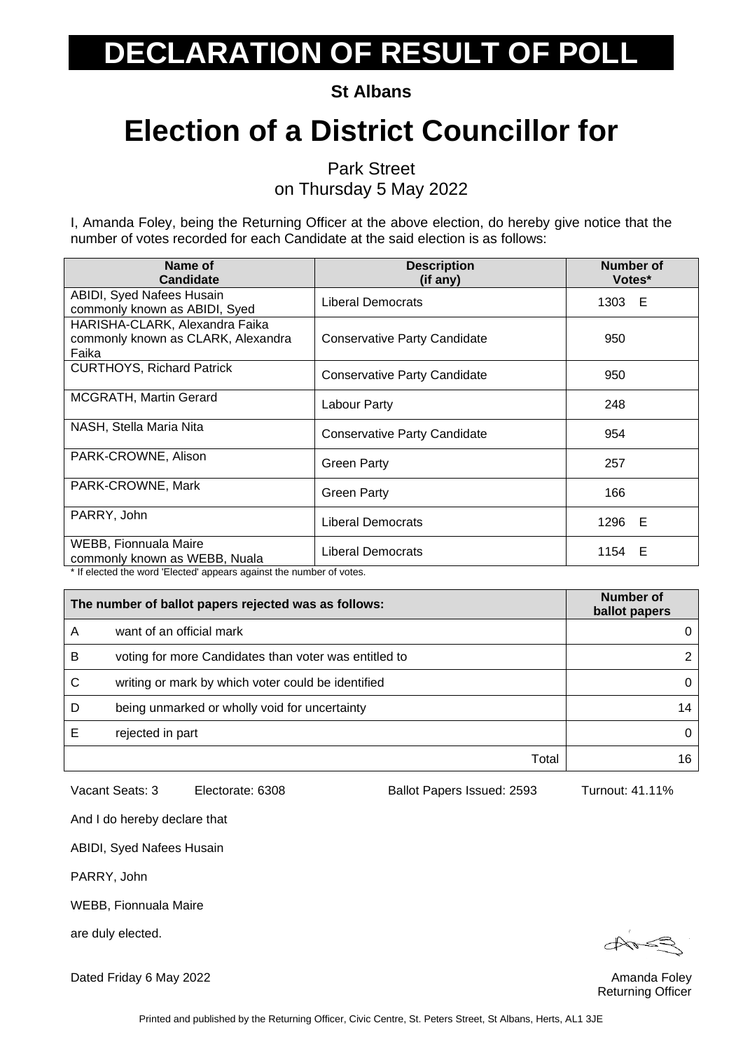# DECLARATION OF RESULT OF POLL

**St Albans**

# Election of a District Councillor for

Park Street
on Thursday 5 May 2022

I, Amanda Foley, being the Returning Officer at the above election, do hereby give notice that the number of votes recorded for each Candidate at the said election is as follows:

| Name of Candidate | Description (if any) | Number of Votes* |
|---|---|---|
| ABIDI, Syed Nafees Husain commonly known as ABIDI, Syed | Liberal Democrats | 1303 E |
| HARISHA-CLARK, Alexandra Faika commonly known as CLARK, Alexandra Faika | Conservative Party Candidate | 950 |
| CURTHOYS, Richard Patrick | Conservative Party Candidate | 950 |
| MCGRATH, Martin Gerard | Labour Party | 248 |
| NASH, Stella Maria Nita | Conservative Party Candidate | 954 |
| PARK-CROWNE, Alison | Green Party | 257 |
| PARK-CROWNE, Mark | Green Party | 166 |
| PARRY, John | Liberal Democrats | 1296 E |
| WEBB, Fionnuala Maire commonly known as WEBB, Nuala | Liberal Democrats | 1154 E |

* If elected the word 'Elected' appears against the number of votes.

| | The number of ballot papers rejected was as follows: | Number of ballot papers |
|---|---|---|
| A | want of an official mark | 0 |
| B | voting for more Candidates than voter was entitled to | 2 |
| C | writing or mark by which voter could be identified | 0 |
| D | being unmarked or wholly void for uncertainty | 14 |
| E | rejected in part | 0 |
| | Total | 16 |

Vacant Seats: 3 Electorate: 6308 Ballot Papers Issued: 2593 Turnout: 41.11%

And I do hereby declare that

ABIDI, Syed Nafees Husain

PARRY, John

WEBB, Fionnuala Maire

are duly elected.

Dated Friday 6 May 2022

Amanda Foley
Returning Officer

Printed and published by the Returning Officer, Civic Centre, St. Peters Street, St Albans, Herts, AL1 3JE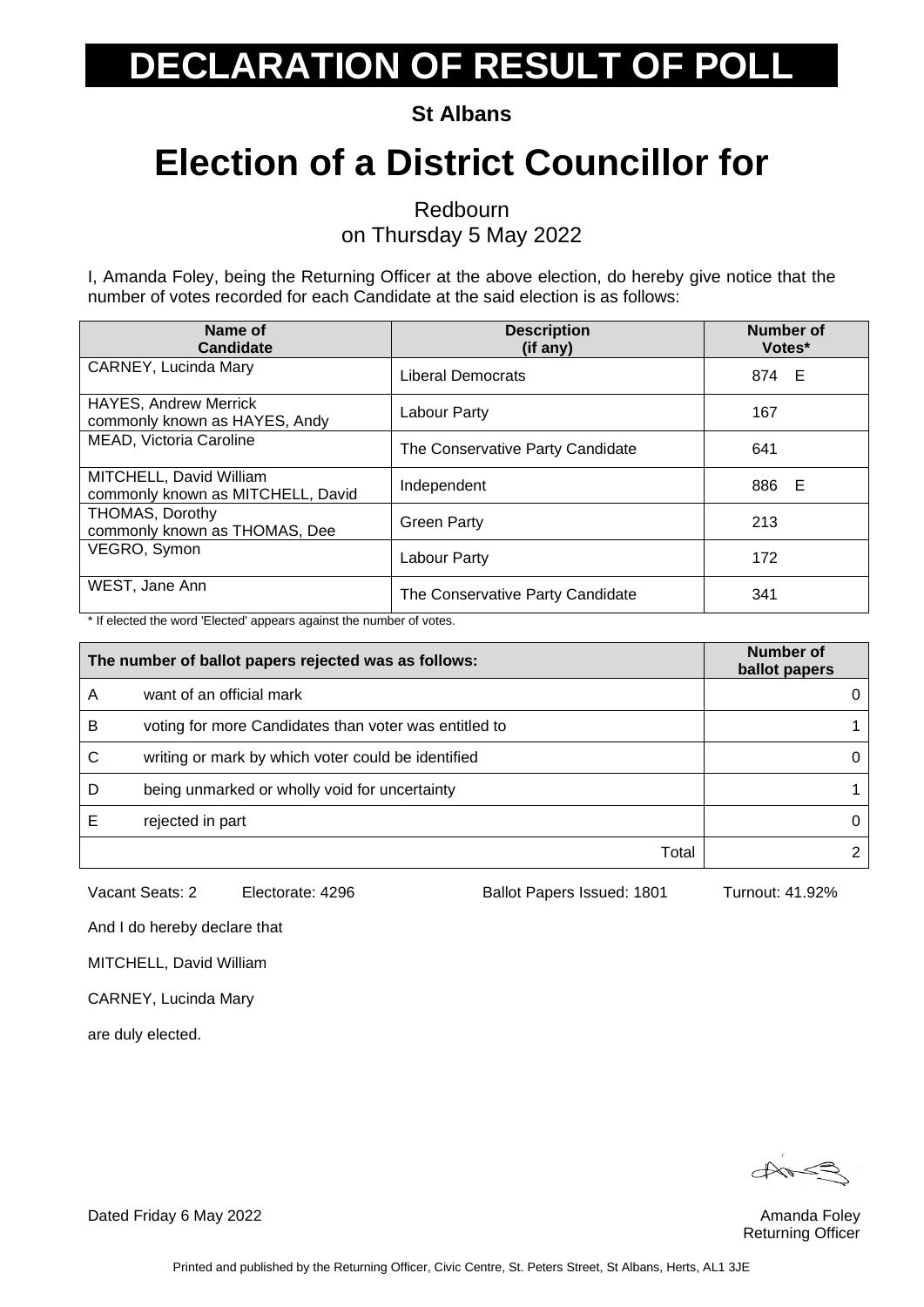# DECLARATION OF RESULT OF POLL

**St Albans**

# Election of a District Councillor for

Redbourn
on Thursday 5 May 2022

I, Amanda Foley, being the Returning Officer at the above election, do hereby give notice that the number of votes recorded for each Candidate at the said election is as follows:

| Name of Candidate | Description (if any) | Number of Votes* |
|---|---|---|
| CARNEY, Lucinda Mary | Liberal Democrats | 874 E |
| HAYES, Andrew Merrick commonly known as HAYES, Andy | Labour Party | 167 |
| MEAD, Victoria Caroline | The Conservative Party Candidate | 641 |
| MITCHELL, David William commonly known as MITCHELL, David | Independent | 886 E |
| THOMAS, Dorothy commonly known as THOMAS, Dee | Green Party | 213 |
| VEGRO, Symon | Labour Party | 172 |
| WEST, Jane Ann | The Conservative Party Candidate | 341 |

* If elected the word 'Elected' appears against the number of votes.

| The number of ballot papers rejected was as follows: | | Number of ballot papers |
|---|---|---|
| A | want of an official mark | 0 |
| B | voting for more Candidates than voter was entitled to | 1 |
| C | writing or mark by which voter could be identified | 0 |
| D | being unmarked or wholly void for uncertainty | 1 |
| E | rejected in part | 0 |
| | Total | 2 |

Vacant Seats: 2 Electorate: 4296 Ballot Papers Issued: 1801 Turnout: 41.92%

And I do hereby declare that

MITCHELL, David William

CARNEY, Lucinda Mary

are duly elected.

Dated Friday 6 May 2022

Amanda Foley
Returning Officer

Printed and published by the Returning Officer, Civic Centre, St. Peters Street, St Albans, Herts, AL1 3JE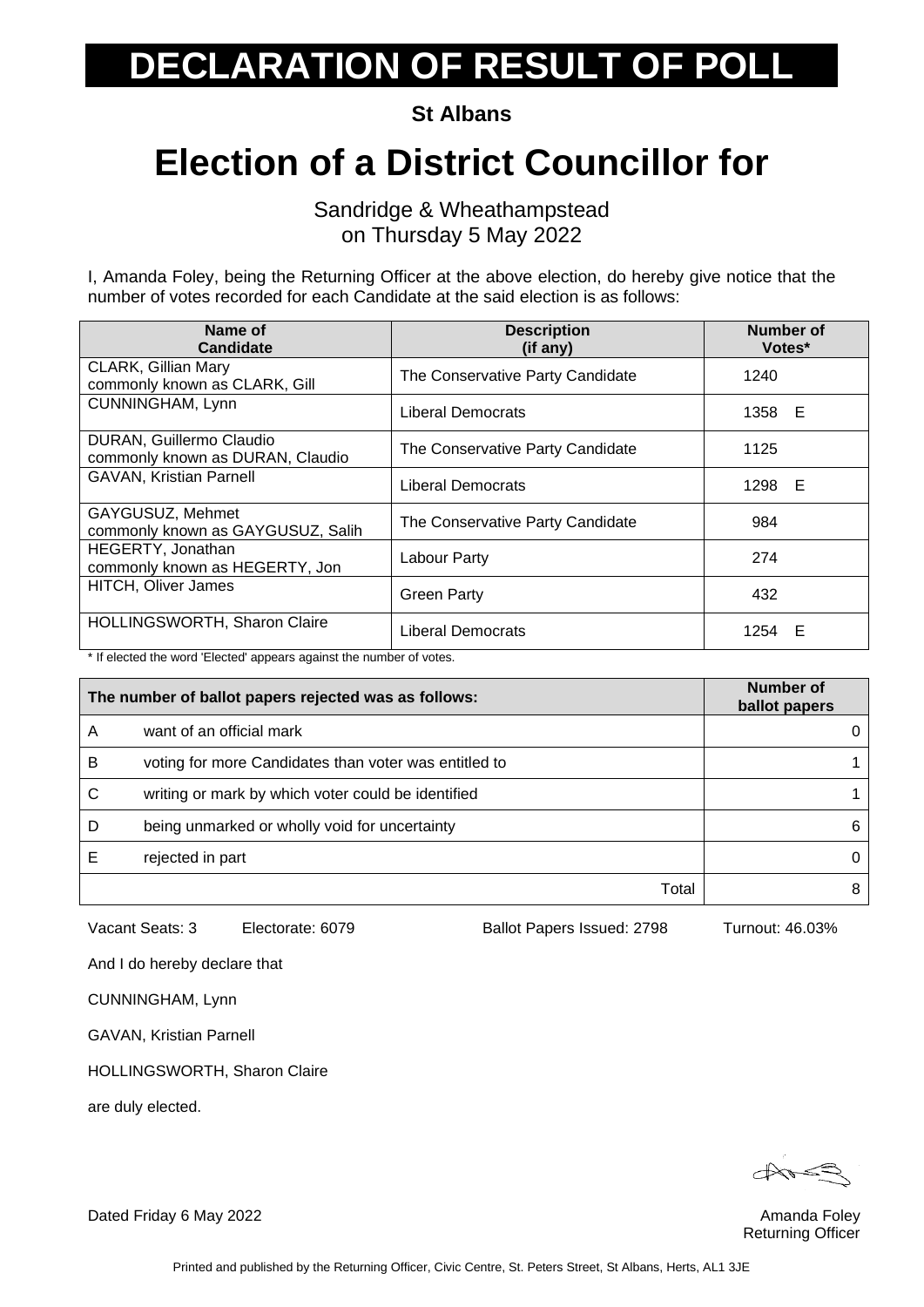# DECLARATION OF RESULT OF POLL

**St Albans**

# Election of a District Councillor for

Sandridge & Wheathampstead
on Thursday 5 May 2022

I, Amanda Foley, being the Returning Officer at the above election, do hereby give notice that the number of votes recorded for each Candidate at the said election is as follows:

| Name of Candidate | Description (if any) | Number of Votes* |
|---|---|---|
| CLARK, Gillian Mary commonly known as CLARK, Gill | The Conservative Party Candidate | 1240 |
| CUNNINGHAM, Lynn | Liberal Democrats | 1358 E |
| DURAN, Guillermo Claudio commonly known as DURAN, Claudio | The Conservative Party Candidate | 1125 |
| GAVAN, Kristian Parnell | Liberal Democrats | 1298 E |
| GAYGUSUZ, Mehmet commonly known as GAYGUSUZ, Salih | The Conservative Party Candidate | 984 |
| HEGERTY, Jonathan commonly known as HEGERTY, Jon | Labour Party | 274 |
| HITCH, Oliver James | Green Party | 432 |
| HOLLINGSWORTH, Sharon Claire | Liberal Democrats | 1254 E |

\* If elected the word 'Elected' appears against the number of votes.

| | The number of ballot papers rejected was as follows: | Number of ballot papers |
|---|---|---|
| A | want of an official mark | 0 |
| B | voting for more Candidates than voter was entitled to | 1 |
| C | writing or mark by which voter could be identified | 1 |
| D | being unmarked or wholly void for uncertainty | 6 |
| E | rejected in part | 0 |
| | Total | 8 |

Vacant Seats: 3 Electorate: 6079 Ballot Papers Issued: 2798 Turnout: 46.03%

And I do hereby declare that

CUNNINGHAM, Lynn

GAVAN, Kristian Parnell

HOLLINGSWORTH, Sharon Claire

are duly elected.

Dated Friday 6 May 2022

Amanda Foley
Returning Officer

Printed and published by the Returning Officer, Civic Centre, St. Peters Street, St Albans, Herts, AL1 3JE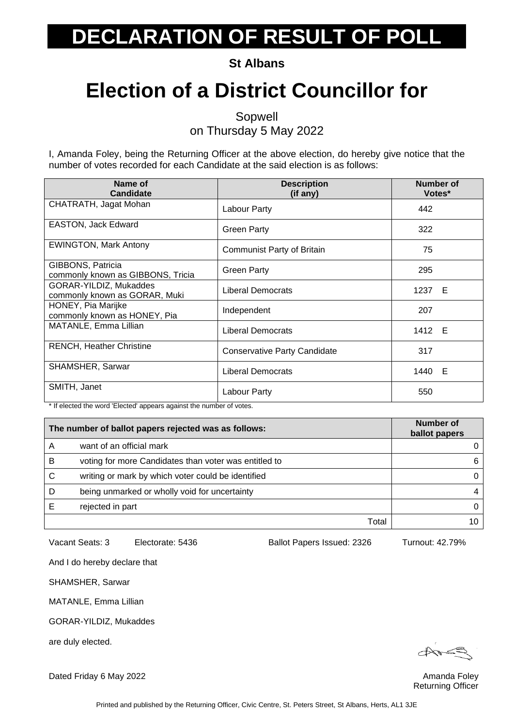# DECLARATION OF RESULT OF POLL

**St Albans**

# Election of a District Councillor for

Sopwell
on Thursday 5 May 2022

I, Amanda Foley, being the Returning Officer at the above election, do hereby give notice that the number of votes recorded for each Candidate at the said election is as follows:

| Name of Candidate | Description (if any) | Number of Votes* |
|---|---|---|
| CHATRATH, Jagat Mohan | Labour Party | 442 |
| EASTON, Jack Edward | Green Party | 322 |
| EWINGTON, Mark Antony | Communist Party of Britain | 75 |
| GIBBONS, Patricia commonly known as GIBBONS, Tricia | Green Party | 295 |
| GORAR-YILDIZ, Mukaddes commonly known as GORAR, Muki | Liberal Democrats | 1237 E |
| HONEY, Pia Marijke commonly known as HONEY, Pia | Independent | 207 |
| MATANLE, Emma Lillian | Liberal Democrats | 1412 E |
| RENCH, Heather Christine | Conservative Party Candidate | 317 |
| SHAMSHER, Sarwar | Liberal Democrats | 1440 E |
| SMITH, Janet | Labour Party | 550 |

* If elected the word 'Elected' appears against the number of votes.

| | The number of ballot papers rejected was as follows: | Number of ballot papers |
|---|---|---|
| A | want of an official mark | 0 |
| B | voting for more Candidates than voter was entitled to | 6 |
| C | writing or mark by which voter could be identified | 0 |
| D | being unmarked or wholly void for uncertainty | 4 |
| E | rejected in part | 0 |
| | Total | 10 |

Vacant Seats: 3 Electorate: 5436 Ballot Papers Issued: 2326 Turnout: 42.79%

And I do hereby declare that

SHAMSHER, Sarwar

MATANLE, Emma Lillian

GORAR-YILDIZ, Mukaddes

are duly elected.

Dated Friday 6 May 2022

Amanda Foley
Returning Officer

Printed and published by the Returning Officer, Civic Centre, St. Peters Street, St Albans, Herts, AL1 3JE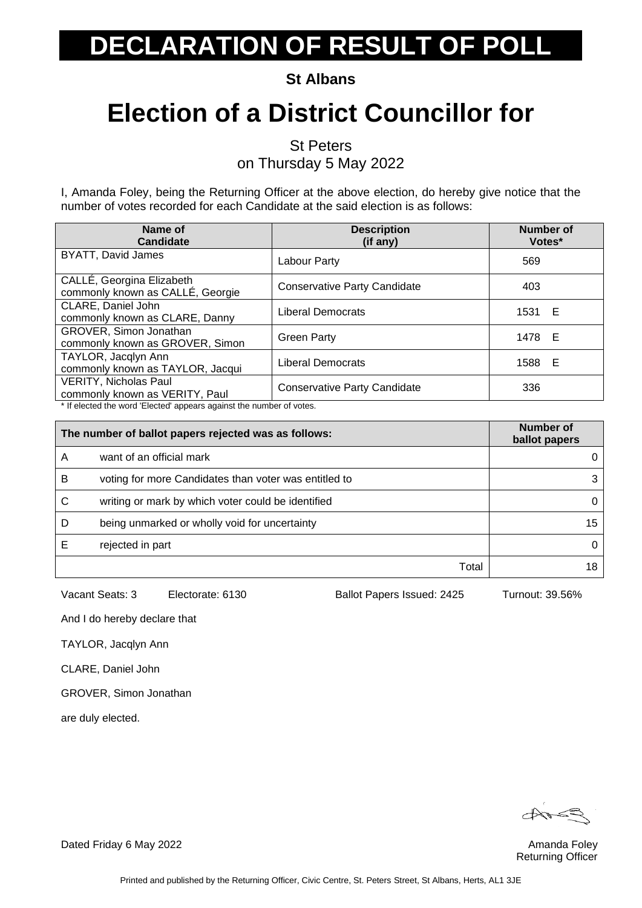# DECLARATION OF RESULT OF POLL

**St Albans**

# Election of a District Councillor for

St Peters
on Thursday 5 May 2022

I, Amanda Foley, being the Returning Officer at the above election, do hereby give notice that the number of votes recorded for each Candidate at the said election is as follows:

| Name of Candidate | Description (if any) | Number of Votes* |
|---|---|---|
| BYATT, David James | Labour Party | 569 |
| CALLÉ, Georgina Elizabeth commonly known as CALLÉ, Georgie | Conservative Party Candidate | 403 |
| CLARE, Daniel John commonly known as CLARE, Danny | Liberal Democrats | 1531 E |
| GROVER, Simon Jonathan commonly known as GROVER, Simon | Green Party | 1478 E |
| TAYLOR, Jacqlyn Ann commonly known as TAYLOR, Jacqui | Liberal Democrats | 1588 E |
| VERITY, Nicholas Paul commonly known as VERITY, Paul | Conservative Party Candidate | 336 |

* If elected the word 'Elected' appears against the number of votes.

| | The number of ballot papers rejected was as follows: | Number of ballot papers |
|---|---|---|
| A | want of an official mark | 0 |
| B | voting for more Candidates than voter was entitled to | 3 |
| C | writing or mark by which voter could be identified | 0 |
| D | being unmarked or wholly void for uncertainty | 15 |
| E | rejected in part | 0 |
| | Total | 18 |

Vacant Seats: 3 Electorate: 6130 Ballot Papers Issued: 2425 Turnout: 39.56%

And I do hereby declare that

TAYLOR, Jacqlyn Ann

CLARE, Daniel John

GROVER, Simon Jonathan

are duly elected.

Dated Friday 6 May 2022

Amanda Foley
Returning Officer

Printed and published by the Returning Officer, Civic Centre, St. Peters Street, St Albans, Herts, AL1 3JE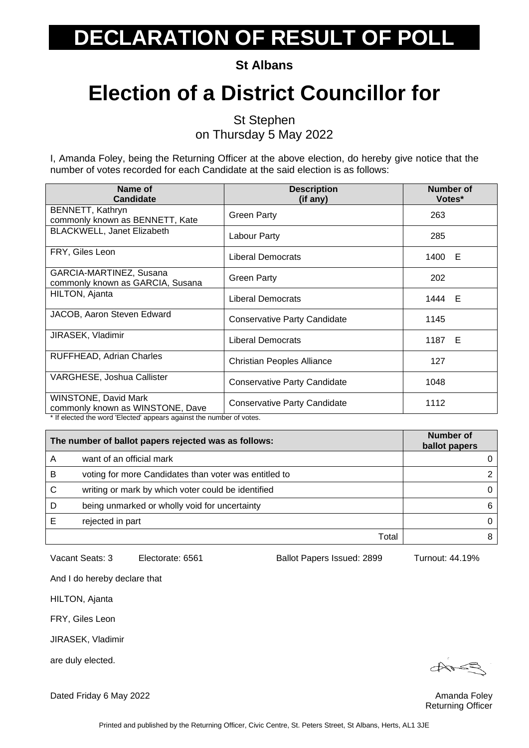# DECLARATION OF RESULT OF POLL

**St Albans**

# Election of a District Councillor for

St Stephen
on Thursday 5 May 2022

I, Amanda Foley, being the Returning Officer at the above election, do hereby give notice that the number of votes recorded for each Candidate at the said election is as follows:

| Name of Candidate | Description (if any) | Number of Votes* |
|---|---|---|
| BENNETT, Kathryn commonly known as BENNETT, Kate | Green Party | 263 |
| BLACKWELL, Janet Elizabeth | Labour Party | 285 |
| FRY, Giles Leon | Liberal Democrats | 1400 E |
| GARCIA-MARTINEZ, Susana commonly known as GARCIA, Susana | Green Party | 202 |
| HILTON, Ajanta | Liberal Democrats | 1444 E |
| JACOB, Aaron Steven Edward | Conservative Party Candidate | 1145 |
| JIRASEK, Vladimir | Liberal Democrats | 1187 E |
| RUFFHEAD, Adrian Charles | Christian Peoples Alliance | 127 |
| VARGHESE, Joshua Callister | Conservative Party Candidate | 1048 |
| WINSTONE, David Mark commonly known as WINSTONE, Dave | Conservative Party Candidate | 1112 |

* If elected the word 'Elected' appears against the number of votes.

| | The number of ballot papers rejected was as follows: | Number of ballot papers |
|---|---|---|
| A | want of an official mark | 0 |
| B | voting for more Candidates than voter was entitled to | 2 |
| C | writing or mark by which voter could be identified | 0 |
| D | being unmarked or wholly void for uncertainty | 6 |
| E | rejected in part | 0 |
| | Total | 8 |

Vacant Seats: 3 Electorate: 6561 Ballot Papers Issued: 2899 Turnout: 44.19%

And I do hereby declare that

HILTON, Ajanta

FRY, Giles Leon

JIRASEK, Vladimir

are duly elected.

Dated Friday 6 May 2022

Amanda Foley
Returning Officer

Printed and published by the Returning Officer, Civic Centre, St. Peters Street, St Albans, Herts, AL1 3JE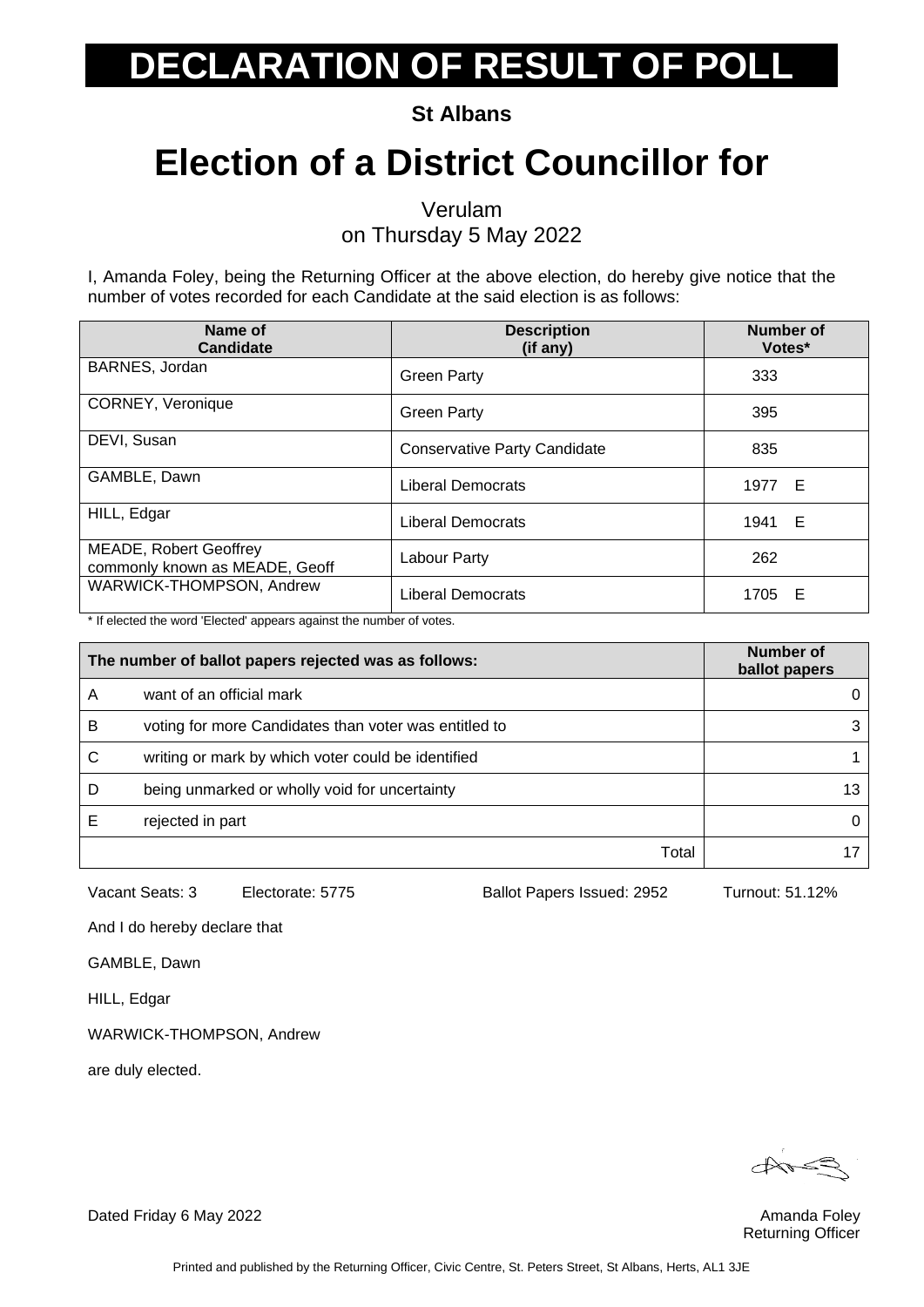# DECLARATION OF RESULT OF POLL

**St Albans**

# Election of a District Councillor for

Verulam
on Thursday 5 May 2022

I, Amanda Foley, being the Returning Officer at the above election, do hereby give notice that the number of votes recorded for each Candidate at the said election is as follows:

| Name of Candidate | Description (if any) | Number of Votes* |
|---|---|---|
| BARNES, Jordan | Green Party | 333 |
| CORNEY, Veronique | Green Party | 395 |
| DEVI, Susan | Conservative Party Candidate | 835 |
| GAMBLE, Dawn | Liberal Democrats | 1977 E |
| HILL, Edgar | Liberal Democrats | 1941 E |
| MEADE, Robert Geoffrey commonly known as MEADE, Geoff | Labour Party | 262 |
| WARWICK-THOMPSON, Andrew | Liberal Democrats | 1705 E |

* If elected the word 'Elected' appears against the number of votes.

| The number of ballot papers rejected was as follows: | | Number of ballot papers |
|---|---|---|
| A | want of an official mark | 0 |
| B | voting for more Candidates than voter was entitled to | 3 |
| C | writing or mark by which voter could be identified | 1 |
| D | being unmarked or wholly void for uncertainty | 13 |
| E | rejected in part | 0 |
| | Total | 17 |

Vacant Seats: 3 Electorate: 5775 Ballot Papers Issued: 2952 Turnout: 51.12%

And I do hereby declare that

GAMBLE, Dawn

HILL, Edgar

WARWICK-THOMPSON, Andrew

are duly elected.

Dated Friday 6 May 2022

Amanda Foley
Returning Officer

Printed and published by the Returning Officer, Civic Centre, St. Peters Street, St Albans, Herts, AL1 3JE